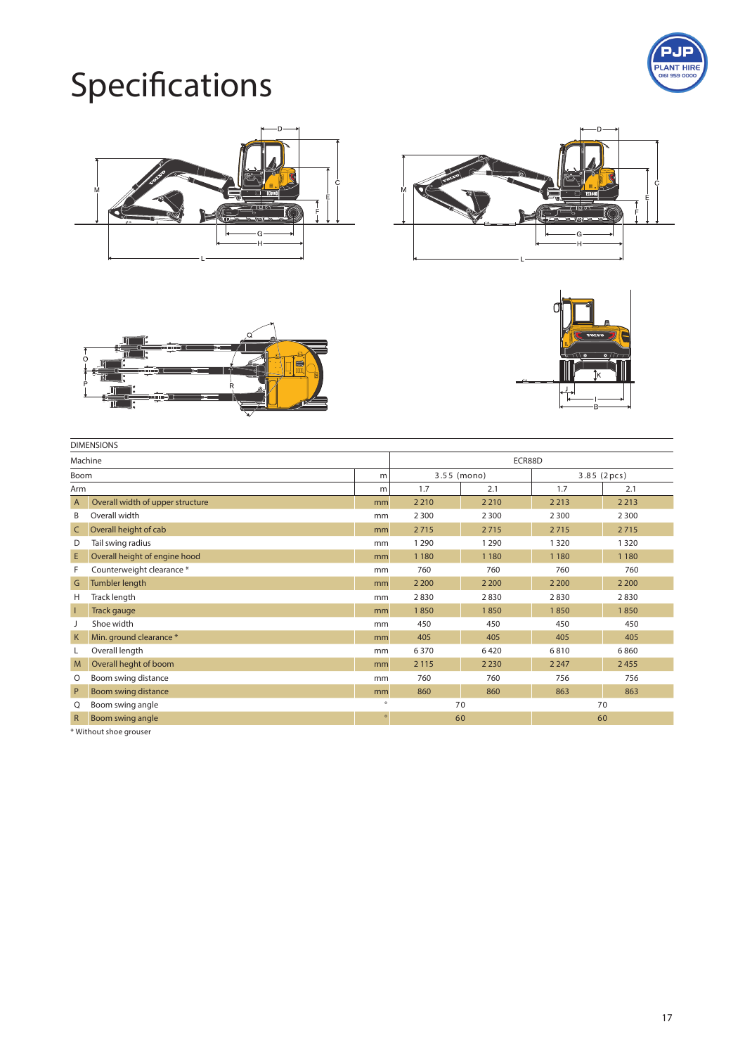# Specifications

| DIMENSIONS | | | | | | | |
|---|---|---|---|---|---|---|---|
| Machine | | | ECR88D | | | | |
| Boom | | m | 3.55 (mono) | | 3.85 (2pcs) | | |
| Arm | | m | 1.7 | 2.1 | 1.7 | 2.1 | |
| A | Overall width of upper structure | mm | 2 210 | 2 210 | 2 213 | 2 213 | |
| B | Overall width | mm | 2 300 | 2 300 | 2 300 | 2 300 | |
| C | Overall height of cab | mm | 2 715 | 2 715 | 2 715 | 2 715 | |
| D | Tail swing radius | mm | 1 290 | 1 290 | 1 320 | 1 320 | |
| E | Overall height of engine hood | mm | 1 180 | 1 180 | 1 180 | 1 180 | |
| F | Counterweight clearance * | mm | 760 | 760 | 760 | 760 | |
| G | Tumbler length | mm | 2 200 | 2 200 | 2 200 | 2 200 | |
| H | Track length | mm | 2 830 | 2 830 | 2 830 | 2 830 | |
| I | Track gauge | mm | 1 850 | 1 850 | 1 850 | 1 850 | |
| J | Shoe width | mm | 450 | 450 | 450 | 450 | |
| K | Min. ground clearance * | mm | 405 | 405 | 405 | 405 | |
| L | Overall length | mm | 6 370 | 6 420 | 6 810 | 6 860 | |
| M | Overall heght of boom | mm | 2 115 | 2 230 | 2 247 | 2 455 | |
| O | Boom swing distance | mm | 760 | 760 | 756 | 756 | |
| P | Boom swing distance | mm | 860 | 860 | 863 | 863 | |
| Q | Boom swing angle | ° | 70 | | 70 | | |
| R | Boom swing angle | ° | 60 | | 60 | | |

\* Without shoe grouser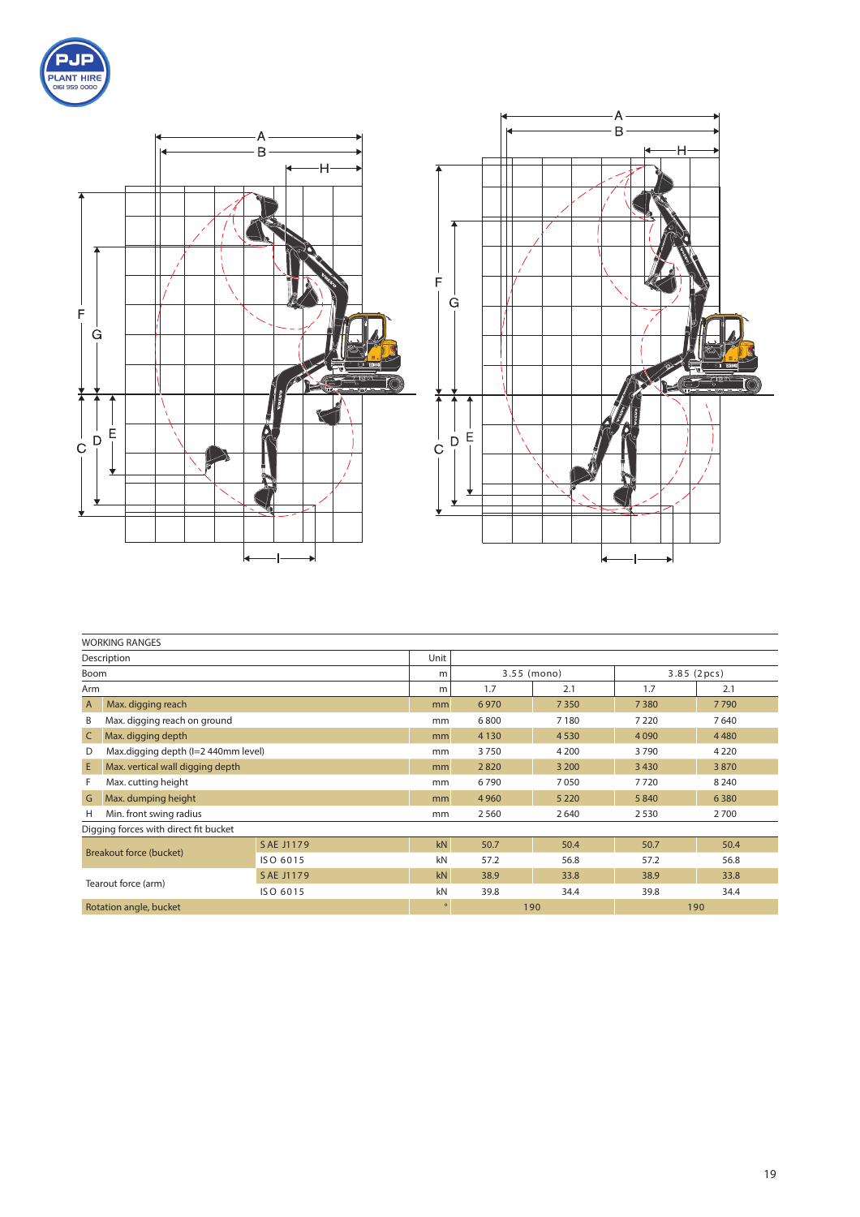PJP PLANT HIRE 0161 959 0000

| WORKING RANGES | | | | | | |
|---|---|---|---|---|---|---|
| Description | | Unit | | | | |
| Boom | | m | 3.55 (mono) | | 3.85 (2pcs) | |
| Arm | | m | 1.7 | 2.1 | 1.7 | 2.1 |
| A | Max. digging reach | mm | 6 970 | 7 350 | 7 380 | 7 790 |
| B | Max. digging reach on ground | mm | 6 800 | 7 180 | 7 220 | 7 640 |
| C | Max. digging depth | mm | 4 130 | 4 530 | 4 090 | 4 480 |
| D | Max.digging depth (I=2 440mm level) | mm | 3 750 | 4 200 | 3 790 | 4 220 |
| E | Max. vertical wall digging depth | mm | 2 820 | 3 200 | 3 430 | 3 870 |
| F | Max. cutting height | mm | 6 790 | 7 050 | 7 720 | 8 240 |
| G | Max. dumping height | mm | 4 960 | 5 220 | 5 840 | 6 380 |
| H | Min. front swing radius | mm | 2 560 | 2 640 | 2 530 | 2 700 |
| Digging forces with direct fit bucket | | | | | | |
| Breakout force (bucket) | SAE J1179 | kN | 50.7 | 50.4 | 50.7 | 50.4 |
| | ISO 6015 | kN | 57.2 | 56.8 | 57.2 | 56.8 |
| Tearout force (arm) | SAE J1179 | kN | 38.9 | 33.8 | 38.9 | 33.8 |
| | ISO 6015 | kN | 39.8 | 34.4 | 39.8 | 34.4 |
| Rotation angle, bucket | | ° | 190 | | 190 | |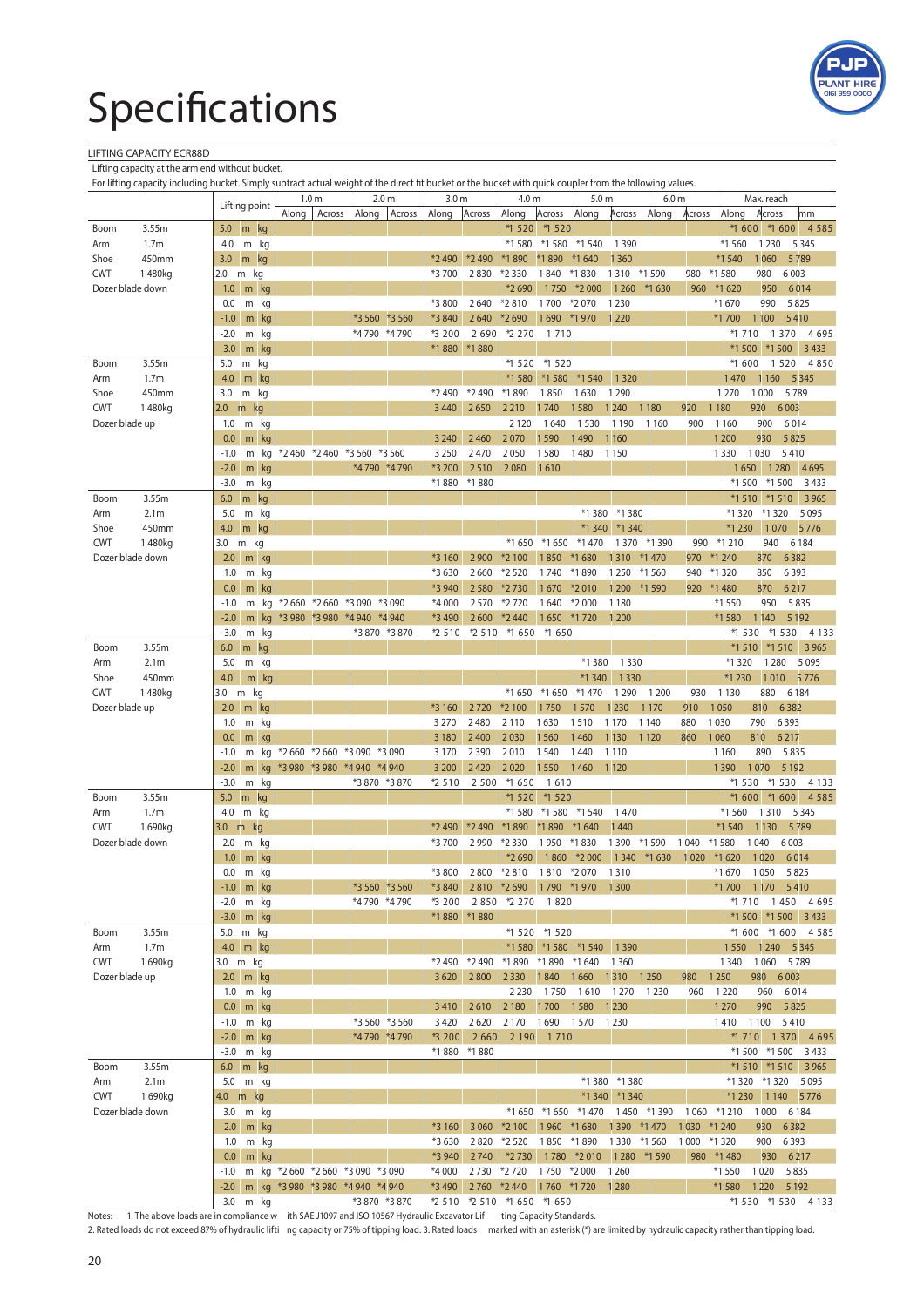# Specifications

LIFTING CAPACITY ECR88D

Lifting capacity at the arm end without bucket.

For lifting capacity including bucket. Simply subtract actual weight of the direct fit bucket or the bucket with quick coupler from the following values.

| | Lifting point | 1.0 m | | 2.0 m | | 3.0 m | | 4.0 m | | 5.0 m | | 6.0 m | | Max. reach | | |
|---|---|---|---|---|---|---|---|---|---|---|---|---|---|---|---|---|
| | | Along | Across | Along | Across | Along | Across | Along | Across | Along | Across | Along | Across | Along | Across | mm |
| Boom 3.55m | 5.0 m kg | | | | | | | *1 520 | *1 520 | | | | | *1 600 | *1 600 | 4 585 |
| Arm 1.7m | 4.0 m kg | | | | | | | *1 580 | *1 580 | *1 540 | 1 390 | | | *1 560 | 1 230 | 5 345 |
| Shoe 450mm | 3.0 m kg | | | | | *2 490 | *2 490 | *1 890 | *1 890 | *1 640 | 1 360 | | | *1 540 | 1 060 | 5 789 |
| CWT 1 480kg | 2.0 m kg | | | | | *3 700 | 2 830 | *2 330 | 1 840 | *1 830 | 1 310 | *1 590 | 980 | *1 580 | 980 | 6 003 |
| Dozer blade down | 1.0 m kg | | | | | | | *2 690 | 1 750 | *2 000 | 1 260 | *1 630 | 960 | *1 620 | 950 | 6 014 |
| | 0.0 m kg | | | | | *3 800 | 2 640 | *2 810 | 1 700 | *2 070 | 1 230 | | | *1 670 | 990 | 5 825 |
| | -1.0 m kg | | | *3 560 | *3 560 | *3 840 | 2 640 | *2 690 | 1 690 | *1 970 | 1 220 | | | *1 700 | 1 100 | 5 410 |
| | -2.0 m kg | | | *4 790 | *4 790 | *3 200 | 2 690 | *2 270 | 1 710 | | | | | *1 710 | 1 370 | 4 695 |
| | -3.0 m kg | | | | | *1 880 | *1 880 | | | | | | | *1 500 | *1 500 | 3 433 |
| Boom 3.55m | 5.0 m kg | | | | | | | *1 520 | *1 520 | | | | | *1 600 | 1 520 | 4 850 |
| Arm 1.7m | 4.0 m kg | | | | | | | *1 580 | *1 580 | *1 540 | 1 320 | | | 1 470 | 1 160 | 5 345 |
| Shoe 450mm | 3.0 m kg | | | | | *2 490 | *2 490 | *1 890 | 1 850 | 1 630 | 1 290 | | | 1 270 | 1 000 | 5 789 |
| CWT 1 480kg | 2.0 m kg | | | | | 3 440 | 2 650 | 2 210 | 1 740 | 1 580 | 1 240 | 1 180 | 920 | 1 180 | 920 | 6 003 |
| Dozer blade up | 1.0 m kg | | | | | | | 2 120 | 1 640 | 1 530 | 1 190 | 1 160 | 900 | 1 160 | 900 | 6 014 |
| | 0.0 m kg | | | | | 3 240 | 2 460 | 2 070 | 1 590 | 1 490 | 1 160 | | | 1 200 | 930 | 5 825 |
| | -1.0 m kg | *2 460 | *2 460 | *3 560 | *3 560 | 3 250 | 2 470 | 2 050 | 1 580 | 1 480 | 1 150 | | | 1 330 | 1 030 | 5 410 |
| | -2.0 m kg | | | *4 790 | *4 790 | *3 200 | 2 510 | 2 080 | 1 610 | | | | | 1 650 | 1 280 | 4 695 |
| | -3.0 m kg | | | | | *1 880 | *1 880 | | | | | | | *1 500 | *1 500 | 3 433 |
| Boom 3.55m | 6.0 m kg | | | | | | | | | | | | | *1 510 | *1 510 | 3 965 |
| Arm 2.1m | 5.0 m kg | | | | | | | | | *1 380 | *1 380 | | | *1 320 | *1 320 | 5 095 |
| Shoe 450mm | 4.0 m kg | | | | | | | | | *1 340 | *1 340 | | | *1 230 | 1 070 | 5 776 |
| CWT 1 480kg | 3.0 m kg | | | | | | | *1 650 | *1 650 | *1 470 | 1 370 | *1 390 | 990 | *1 210 | 940 | 6 184 |
| Dozer blade down | 2.0 m kg | | | | | *3 160 | 2 900 | *2 100 | 1 850 | *1 680 | 1 310 | *1 470 | 970 | *1 240 | 870 | 6 382 |
| | 1.0 m kg | | | | | *3 630 | 2 660 | *2 520 | 1 740 | *1 890 | 1 250 | *1 560 | 940 | *1 320 | 850 | 6 393 |
| | 0.0 m kg | | | | | *3 940 | 2 580 | *2 730 | 1 670 | *2 010 | 1 200 | *1 590 | 920 | *1 480 | 870 | 6 217 |
| | -1.0 m kg | *2 660 | *2 660 | *3 090 | *3 090 | *4 000 | 2 570 | *2 720 | 1 640 | *2 000 | 1 180 | | | *1 550 | 950 | 5 835 |
| | -2.0 m kg | *3 980 | *3 980 | *4 940 | *4 940 | *3 490 | 2 600 | *2 440 | 1 650 | *1 720 | 1 200 | | | *1 580 | 1 140 | 5 192 |
| | -3.0 m kg | | | *3 870 | *3 870 | *2 510 | *2 510 | *1 650 | *1 650 | | | | | *1 530 | *1 530 | 4 133 |
| Boom 3.55m | 6.0 m kg | | | | | | | | | | | | | *1 510 | *1 510 | 3 965 |
| Arm 2.1m | 5.0 m kg | | | | | | | | | *1 380 | 1 330 | | | *1 320 | 1 280 | 5 095 |
| Shoe 450mm | 4.0 m kg | | | | | | | | | *1 340 | 1 330 | | | *1 230 | 1 010 | 5 776 |
| CWT 1 480kg | 3.0 m kg | | | | | | | *1 650 | *1 650 | *1 470 | 1 290 | 1 200 | 930 | 1 130 | 880 | 6 184 |
| Dozer blade up | 2.0 m kg | | | | | *3 160 | 2 720 | *2 100 | 1 750 | 1 570 | 1 230 | 1 170 | 910 | 1 050 | 810 | 6 382 |
| | 1.0 m kg | | | | | 3 270 | 2 480 | 2 110 | 1 630 | 1 510 | 1 170 | 1 140 | 880 | 1 030 | 790 | 6 393 |
| | 0.0 m kg | | | | | 3 180 | 2 400 | 2 030 | 1 560 | 1 460 | 1 130 | 1 120 | 860 | 1 060 | 810 | 6 217 |
| | -1.0 m kg | *2 660 | *2 660 | *3 090 | *3 090 | 3 170 | 2 390 | 2 010 | 1 540 | 1 440 | 1 110 | | | 1 160 | 890 | 5 835 |
| | -2.0 m kg | *3 980 | *3 980 | *4 940 | *4 940 | 3 200 | 2 420 | 2 020 | 1 550 | 1 460 | 1 120 | | | 1 390 | 1 070 | 5 192 |
| | -3.0 m kg | | | *3 870 | *3 870 | *2 510 | 2 500 | *1 650 | 1 610 | | | | | *1 530 | *1 530 | 4 133 |
| Boom 3.55m | 5.0 m kg | | | | | | | *1 520 | *1 520 | | | | | *1 600 | *1 600 | 4 585 |
| Arm 1.7m | 4.0 m kg | | | | | | | *1 580 | *1 580 | *1 540 | 1 470 | | | *1 560 | 1 310 | 5 345 |
| CWT 1 690kg | 3.0 m kg | | | | | *2 490 | *2 490 | *1 890 | *1 890 | *1 640 | 1 440 | | | *1 540 | 1 130 | 5 789 |
| Dozer blade down | 2.0 m kg | | | | | *3 700 | 2 990 | *2 330 | 1 950 | *1 830 | 1 390 | *1 590 | 1 040 | *1 580 | 1 040 | 6 003 |
| | 1.0 m kg | | | | | | | *2 690 | 1 860 | *2 000 | 1 340 | *1 630 | 1 020 | *1 620 | 1 020 | 6 014 |
| | 0.0 m kg | | | | | *3 800 | 2 800 | *2 810 | 1 810 | *2 070 | 1 310 | | | *1 670 | 1 050 | 5 825 |
| | -1.0 m kg | | | *3 560 | *3 560 | *3 840 | 2 810 | *2 690 | 1 790 | *1 970 | 1 300 | | | *1 700 | 1 170 | 5 410 |
| | -2.0 m kg | | | *4 790 | *4 790 | *3 200 | 2 850 | *2 270 | 1 820 | | | | | *1 710 | 1 450 | 4 695 |
| | -3.0 m kg | | | | | *1 880 | *1 880 | | | | | | | *1 500 | *1 500 | 3 433 |
| Boom 3.55m | 5.0 m kg | | | | | | | *1 520 | *1 520 | | | | | *1 600 | *1 600 | 4 585 |
| Arm 1.7m | 4.0 m kg | | | | | | | *1 580 | *1 580 | *1 540 | 1 390 | | | 1 550 | 1 240 | 5 345 |
| CWT 1 690kg | 3.0 m kg | | | | | *2 490 | *2 490 | *1 890 | *1 890 | *1 640 | 1 360 | | | 1 340 | 1 060 | 5 789 |
| Dozer blade up | 2.0 m kg | | | | | 3 620 | 2 800 | 2 330 | 1 840 | 1 660 | 1 310 | 1 250 | 980 | 1 250 | 980 | 6 003 |
| | 1.0 m kg | | | | | | | 2 230 | 1 750 | 1 610 | 1 270 | 1 230 | 960 | 1 220 | 960 | 6 014 |
| | 0.0 m kg | | | | | 3 410 | 2 610 | 2 180 | 1 700 | 1 580 | 1 230 | | | 1 270 | 990 | 5 825 |
| | -1.0 m kg | | | *3 560 | *3 560 | 3 420 | 2 620 | 2 170 | 1 690 | 1 570 | 1 230 | | | 1 410 | 1 100 | 5 410 |
| | -2.0 m kg | | | *4 790 | *4 790 | *3 200 | 2 660 | 2 190 | 1 710 | | | | | *1 710 | 1 370 | 4 695 |
| | -3.0 m kg | | | | | *1 880 | *1 880 | | | | | | | *1 500 | *1 500 | 3 433 |
| Boom 3.55m | 6.0 m kg | | | | | | | | | | | | | *1 510 | *1 510 | 3 965 |
| Arm 2.1m | 5.0 m kg | | | | | | | | | *1 380 | *1 380 | | | *1 320 | *1 320 | 5 095 |
| CWT 1 690kg | 4.0 m kg | | | | | | | | | *1 340 | *1 340 | | | *1 230 | 1 140 | 5 776 |
| Dozer blade down | 3.0 m kg | | | | | | | *1 650 | *1 650 | *1 470 | 1 450 | *1 390 | 1 060 | *1 210 | 1 000 | 6 184 |
| | 2.0 m kg | | | | | *3 160 | 3 060 | *2 100 | 1 960 | *1 680 | 1 390 | *1 470 | 1 030 | *1 240 | 930 | 6 382 |
| | 1.0 m kg | | | | | *3 630 | 2 820 | *2 520 | 1 850 | *1 890 | 1 330 | *1 560 | 1 000 | *1 320 | 900 | 6 393 |
| | 0.0 m kg | | | | | *3 940 | 2 740 | *2 730 | 1 780 | *2 010 | 1 280 | *1 590 | 980 | *1 480 | 930 | 6 217 |
| | -1.0 m kg | *2 660 | *2 660 | *3 090 | *3 090 | *4 000 | 2 730 | *2 720 | 1 750 | *2 000 | 1 260 | | | *1 550 | 1 020 | 5 835 |
| | -2.0 m kg | *3 980 | *3 980 | *4 940 | *4 940 | *3 490 | 2 760 | *2 440 | 1 760 | *1 720 | 1 280 | | | *1 580 | 1 220 | 5 192 |
| | -3.0 m kg | | | *3 870 | *3 870 | *2 510 | *2 510 | *1 650 | *1 650 | | | | | *1 530 | *1 530 | 4 133 |

Notes: 1. The above loads are in compliance with SAE J1097 and ISO 10567 Hydraulic Excavator Lifting Capacity Standards.
2. Rated loads do not exceed 87% of hydraulic lifting capacity or 75% of tipping load. 3. Rated loads marked with an asterisk (*) are limited by hydraulic capacity rather than tipping load.